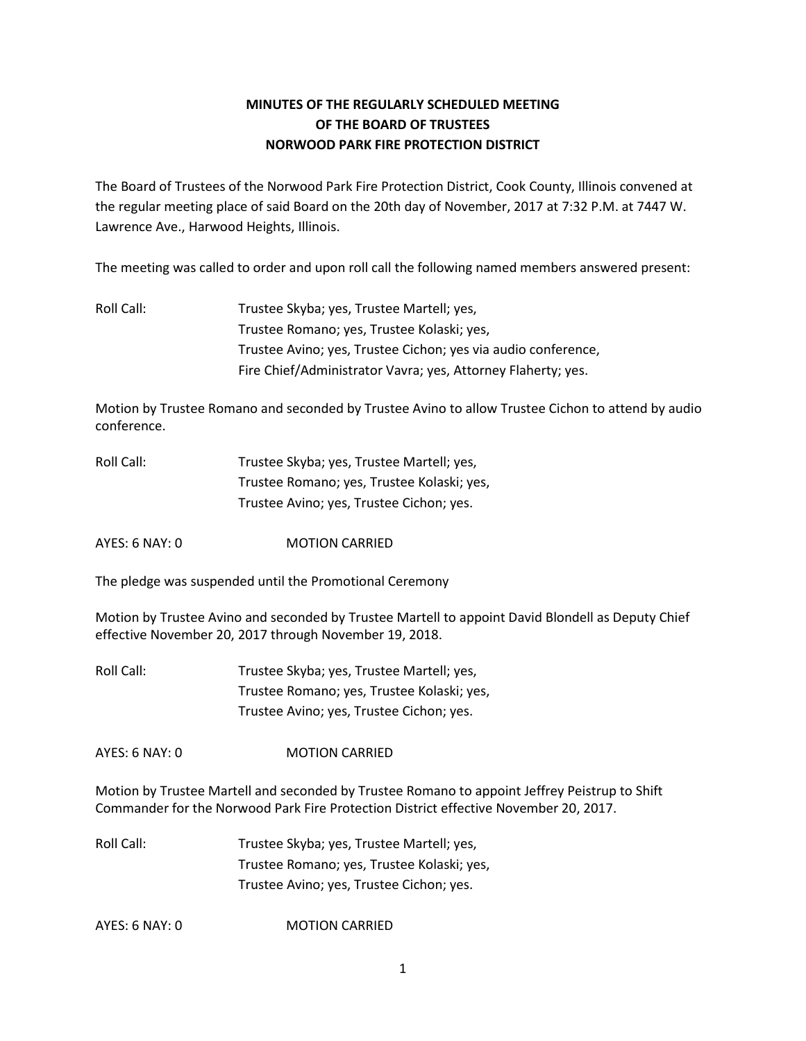**MINUTES OF THE REGULARLY SCHEDULED MEETING**
**OF THE BOARD OF TRUSTEES**
**NORWOOD PARK FIRE PROTECTION DISTRICT**

The Board of Trustees of the Norwood Park Fire Protection District, Cook County, Illinois convened at the regular meeting place of said Board on the 20th day of November, 2017 at 7:32 P.M. at 7447 W. Lawrence Ave., Harwood Heights, Illinois.

The meeting was called to order and upon roll call the following named members answered present:

Roll Call: Trustee Skyba; yes, Trustee Martell; yes,
Trustee Romano; yes, Trustee Kolaski; yes,
Trustee Avino; yes, Trustee Cichon; yes via audio conference,
Fire Chief/Administrator Vavra; yes, Attorney Flaherty; yes.

Motion by Trustee Romano and seconded by Trustee Avino to allow Trustee Cichon to attend by audio conference.

Roll Call: Trustee Skyba; yes, Trustee Martell; yes,
Trustee Romano; yes, Trustee Kolaski; yes,
Trustee Avino; yes, Trustee Cichon; yes.

AYES: 6 NAY: 0 MOTION CARRIED

The pledge was suspended until the Promotional Ceremony

Motion by Trustee Avino and seconded by Trustee Martell to appoint David Blondell as Deputy Chief effective November 20, 2017 through November 19, 2018.

Roll Call: Trustee Skyba; yes, Trustee Martell; yes,
Trustee Romano; yes, Trustee Kolaski; yes,
Trustee Avino; yes, Trustee Cichon; yes.

AYES: 6 NAY: 0 MOTION CARRIED

Motion by Trustee Martell and seconded by Trustee Romano to appoint Jeffrey Peistrup to Shift Commander for the Norwood Park Fire Protection District effective November 20, 2017.

Roll Call: Trustee Skyba; yes, Trustee Martell; yes,
Trustee Romano; yes, Trustee Kolaski; yes,
Trustee Avino; yes, Trustee Cichon; yes.

AYES: 6 NAY: 0 MOTION CARRIED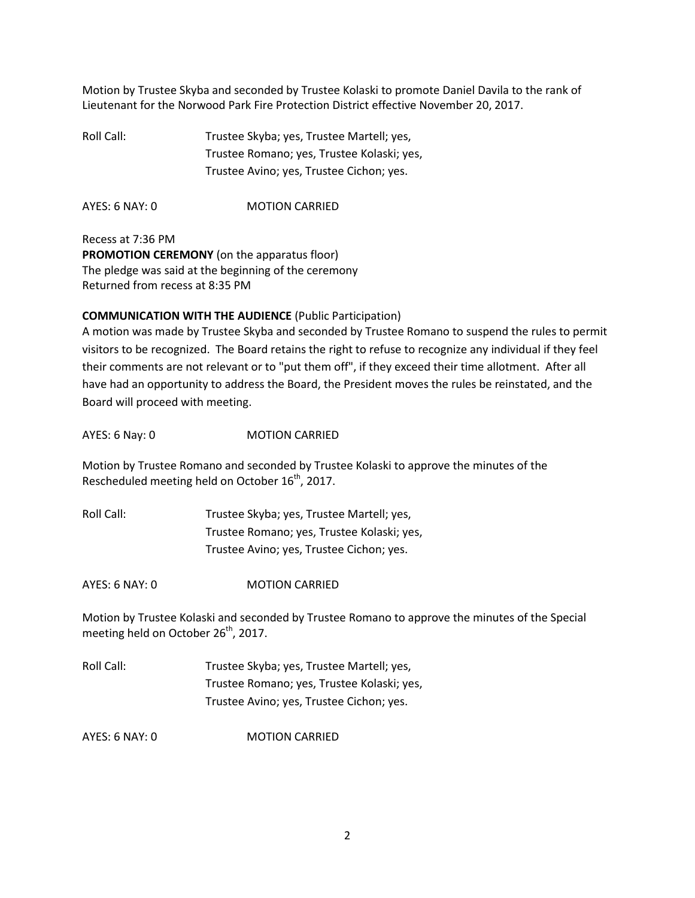Motion by Trustee Skyba and seconded by Trustee Kolaski to promote Daniel Davila to the rank of Lieutenant for the Norwood Park Fire Protection District effective November 20, 2017.

Roll Call: Trustee Skyba; yes, Trustee Martell; yes,
Trustee Romano; yes, Trustee Kolaski; yes,
Trustee Avino; yes, Trustee Cichon; yes.

AYES: 6 NAY: 0 MOTION CARRIED

Recess at 7:36 PM
**PROMOTION CEREMONY** (on the apparatus floor)
The pledge was said at the beginning of the ceremony
Returned from recess at 8:35 PM

**COMMUNICATION WITH THE AUDIENCE** (Public Participation)
A motion was made by Trustee Skyba and seconded by Trustee Romano to suspend the rules to permit visitors to be recognized. The Board retains the right to refuse to recognize any individual if they feel their comments are not relevant or to "put them off", if they exceed their time allotment. After all have had an opportunity to address the Board, the President moves the rules be reinstated, and the Board will proceed with meeting.

AYES: 6 Nay: 0 MOTION CARRIED

Motion by Trustee Romano and seconded by Trustee Kolaski to approve the minutes of the Rescheduled meeting held on October 16th, 2017.

Roll Call: Trustee Skyba; yes, Trustee Martell; yes,
Trustee Romano; yes, Trustee Kolaski; yes,
Trustee Avino; yes, Trustee Cichon; yes.

AYES: 6 NAY: 0 MOTION CARRIED

Motion by Trustee Kolaski and seconded by Trustee Romano to approve the minutes of the Special meeting held on October 26th, 2017.

Roll Call: Trustee Skyba; yes, Trustee Martell; yes,
Trustee Romano; yes, Trustee Kolaski; yes,
Trustee Avino; yes, Trustee Cichon; yes.

AYES: 6 NAY: 0 MOTION CARRIED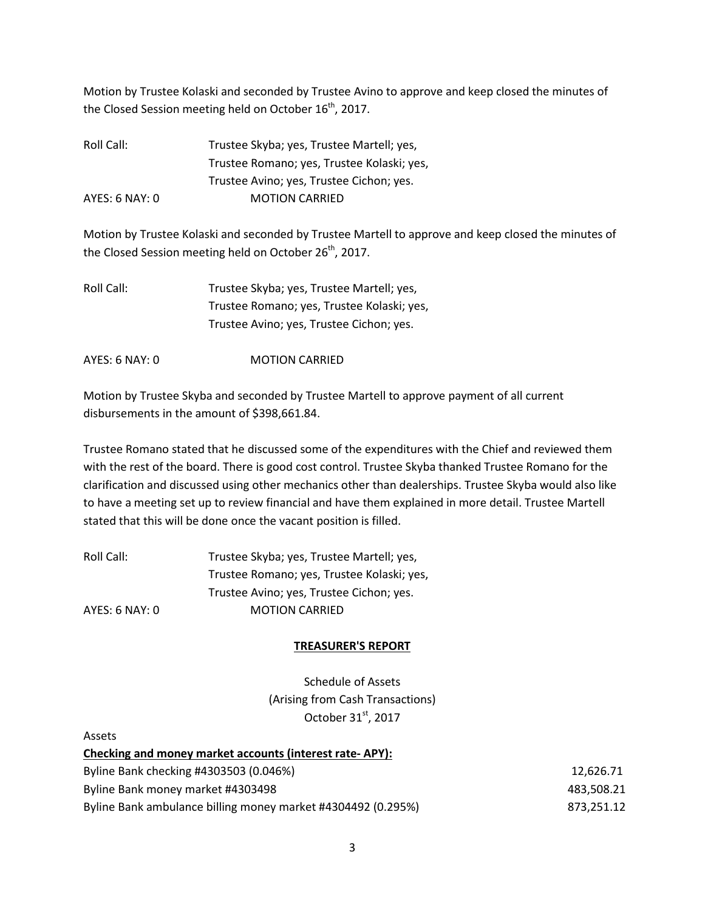Motion by Trustee Kolaski and seconded by Trustee Avino to approve and keep closed the minutes of the Closed Session meeting held on October 16th, 2017.

| | |
|---|---|
| Roll Call: | Trustee Skyba; yes, Trustee Martell; yes, Trustee Romano; yes, Trustee Kolaski; yes, Trustee Avino; yes, Trustee Cichon; yes. |
| AYES: 6 NAY: 0 | MOTION CARRIED |

Motion by Trustee Kolaski and seconded by Trustee Martell to approve and keep closed the minutes of the Closed Session meeting held on October 26th, 2017.

| | |
|---|---|
| Roll Call: | Trustee Skyba; yes, Trustee Martell; yes, Trustee Romano; yes, Trustee Kolaski; yes, Trustee Avino; yes, Trustee Cichon; yes. |
| AYES: 6 NAY: 0 | MOTION CARRIED |

Motion by Trustee Skyba and seconded by Trustee Martell to approve payment of all current disbursements in the amount of $398,661.84.

Trustee Romano stated that he discussed some of the expenditures with the Chief and reviewed them with the rest of the board. There is good cost control. Trustee Skyba thanked Trustee Romano for the clarification and discussed using other mechanics other than dealerships. Trustee Skyba would also like to have a meeting set up to review financial and have them explained in more detail. Trustee Martell stated that this will be done once the vacant position is filled.

| | |
|---|---|
| Roll Call: | Trustee Skyba; yes, Trustee Martell; yes, Trustee Romano; yes, Trustee Kolaski; yes, Trustee Avino; yes, Trustee Cichon; yes. |
| AYES: 6 NAY: 0 | MOTION CARRIED |

## TREASURER'S REPORT

Schedule of Assets
(Arising from Cash Transactions)
October 31st, 2017

Assets

| | |
|---|---|
| **Checking and money market accounts (interest rate- APY):** | |
| Byline Bank checking #4303503 (0.046%) | 12,626.71 |
| Byline Bank money market #4303498 | 483,508.21 |
| Byline Bank ambulance billing money market #4304492 (0.295%) | 873,251.12 |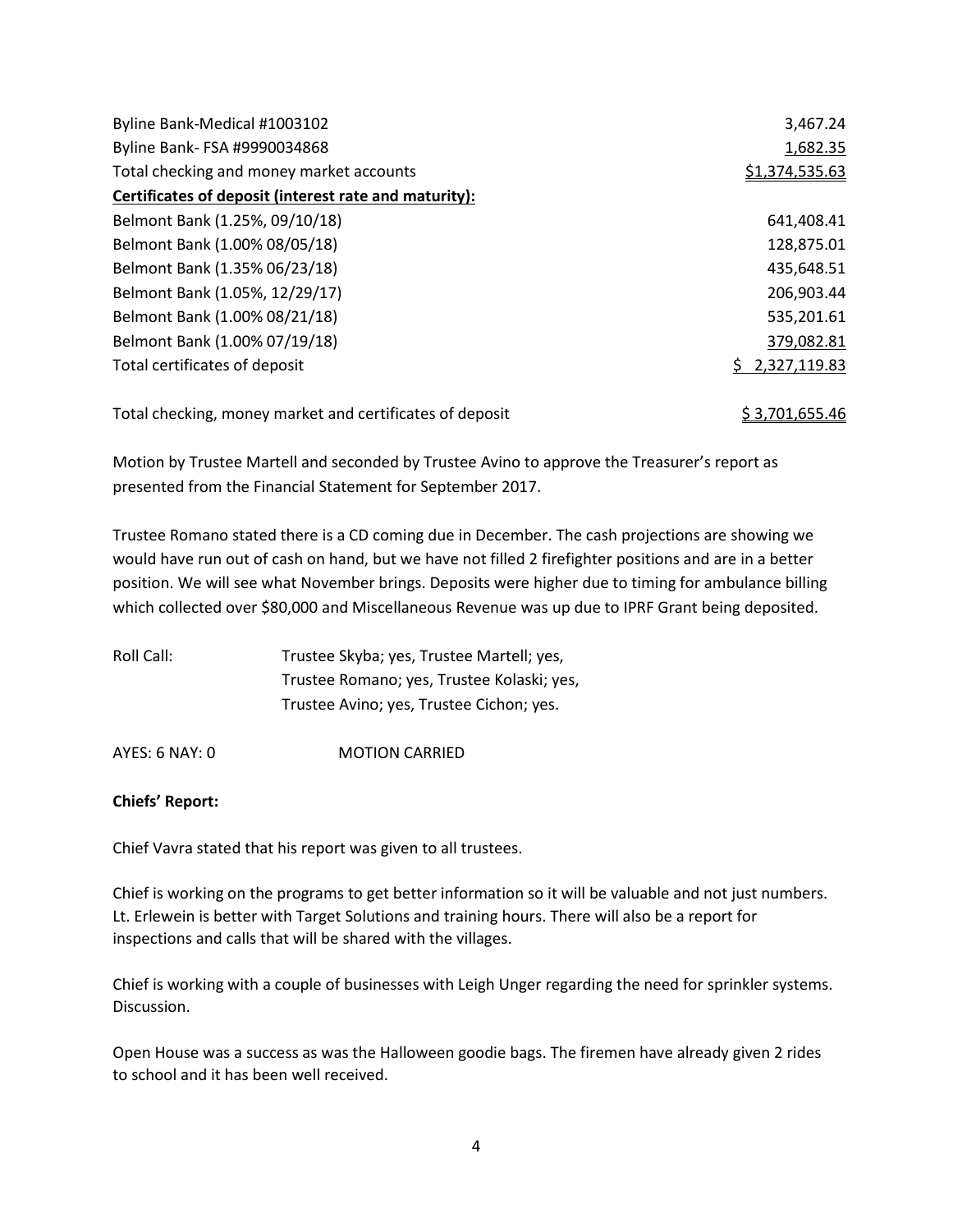| | |
|---|---|
| Byline Bank-Medical #1003102 | 3,467.24 |
| Byline Bank- FSA #9990034868 | 1,682.35 |
| Total checking and money market accounts | $1,374,535.63 |
| **Certificates of deposit (interest rate and maturity):** | |
| Belmont Bank (1.25%, 09/10/18) | 641,408.41 |
| Belmont Bank (1.00% 08/05/18) | 128,875.01 |
| Belmont Bank (1.35% 06/23/18) | 435,648.51 |
| Belmont Bank (1.05%, 12/29/17) | 206,903.44 |
| Belmont Bank (1.00% 08/21/18) | 535,201.61 |
| Belmont Bank (1.00% 07/19/18) | 379,082.81 |
| Total certificates of deposit | $ 2,327,119.83 |
| | |
| Total checking, money market and certificates of deposit | $ 3,701,655.46 |

Motion by Trustee Martell and seconded by Trustee Avino to approve the Treasurer's report as presented from the Financial Statement for September 2017.

Trustee Romano stated there is a CD coming due in December. The cash projections are showing we would have run out of cash on hand, but we have not filled 2 firefighter positions and are in a better position. We will see what November brings. Deposits were higher due to timing for ambulance billing which collected over $80,000 and Miscellaneous Revenue was up due to IPRF Grant being deposited.

Roll Call: Trustee Skyba; yes, Trustee Martell; yes,
Trustee Romano; yes, Trustee Kolaski; yes,
Trustee Avino; yes, Trustee Cichon; yes.

AYES: 6 NAY: 0 MOTION CARRIED

**Chiefs' Report:**

Chief Vavra stated that his report was given to all trustees.

Chief is working on the programs to get better information so it will be valuable and not just numbers. Lt. Erlewein is better with Target Solutions and training hours. There will also be a report for inspections and calls that will be shared with the villages.

Chief is working with a couple of businesses with Leigh Unger regarding the need for sprinkler systems. Discussion.

Open House was a success as was the Halloween goodie bags. The firemen have already given 2 rides to school and it has been well received.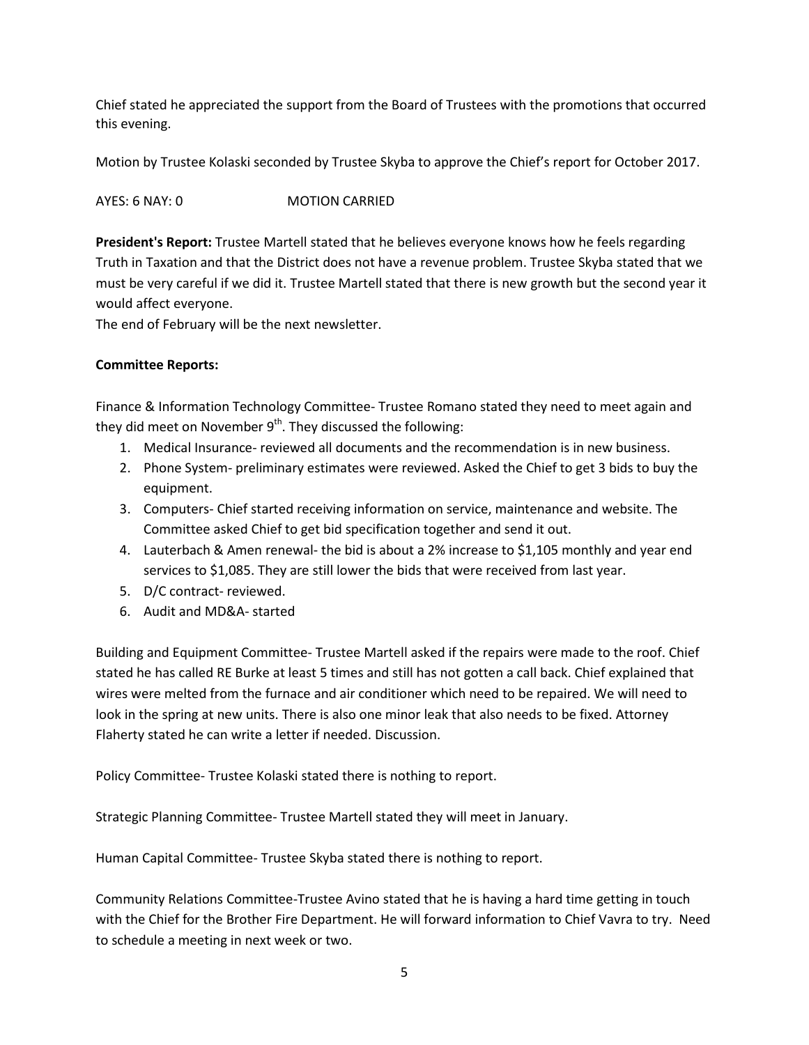Chief stated he appreciated the support from the Board of Trustees with the promotions that occurred this evening.

Motion by Trustee Kolaski seconded by Trustee Skyba to approve the Chief's report for October 2017.

AYES: 6 NAY: 0 MOTION CARRIED

**President's Report:** Trustee Martell stated that he believes everyone knows how he feels regarding Truth in Taxation and that the District does not have a revenue problem. Trustee Skyba stated that we must be very careful if we did it. Trustee Martell stated that there is new growth but the second year it would affect everyone.
The end of February will be the next newsletter.

**Committee Reports:**

Finance & Information Technology Committee- Trustee Romano stated they need to meet again and they did meet on November 9th. They discussed the following:

1. Medical Insurance- reviewed all documents and the recommendation is in new business.
2. Phone System- preliminary estimates were reviewed. Asked the Chief to get 3 bids to buy the equipment.
3. Computers- Chief started receiving information on service, maintenance and website. The Committee asked Chief to get bid specification together and send it out.
4. Lauterbach & Amen renewal- the bid is about a 2% increase to $1,105 monthly and year end services to $1,085. They are still lower the bids that were received from last year.
5. D/C contract- reviewed.
6. Audit and MD&A- started

Building and Equipment Committee- Trustee Martell asked if the repairs were made to the roof. Chief stated he has called RE Burke at least 5 times and still has not gotten a call back. Chief explained that wires were melted from the furnace and air conditioner which need to be repaired. We will need to look in the spring at new units. There is also one minor leak that also needs to be fixed. Attorney Flaherty stated he can write a letter if needed. Discussion.

Policy Committee- Trustee Kolaski stated there is nothing to report.

Strategic Planning Committee- Trustee Martell stated they will meet in January.

Human Capital Committee- Trustee Skyba stated there is nothing to report.

Community Relations Committee-Trustee Avino stated that he is having a hard time getting in touch with the Chief for the Brother Fire Department. He will forward information to Chief Vavra to try. Need to schedule a meeting in next week or two.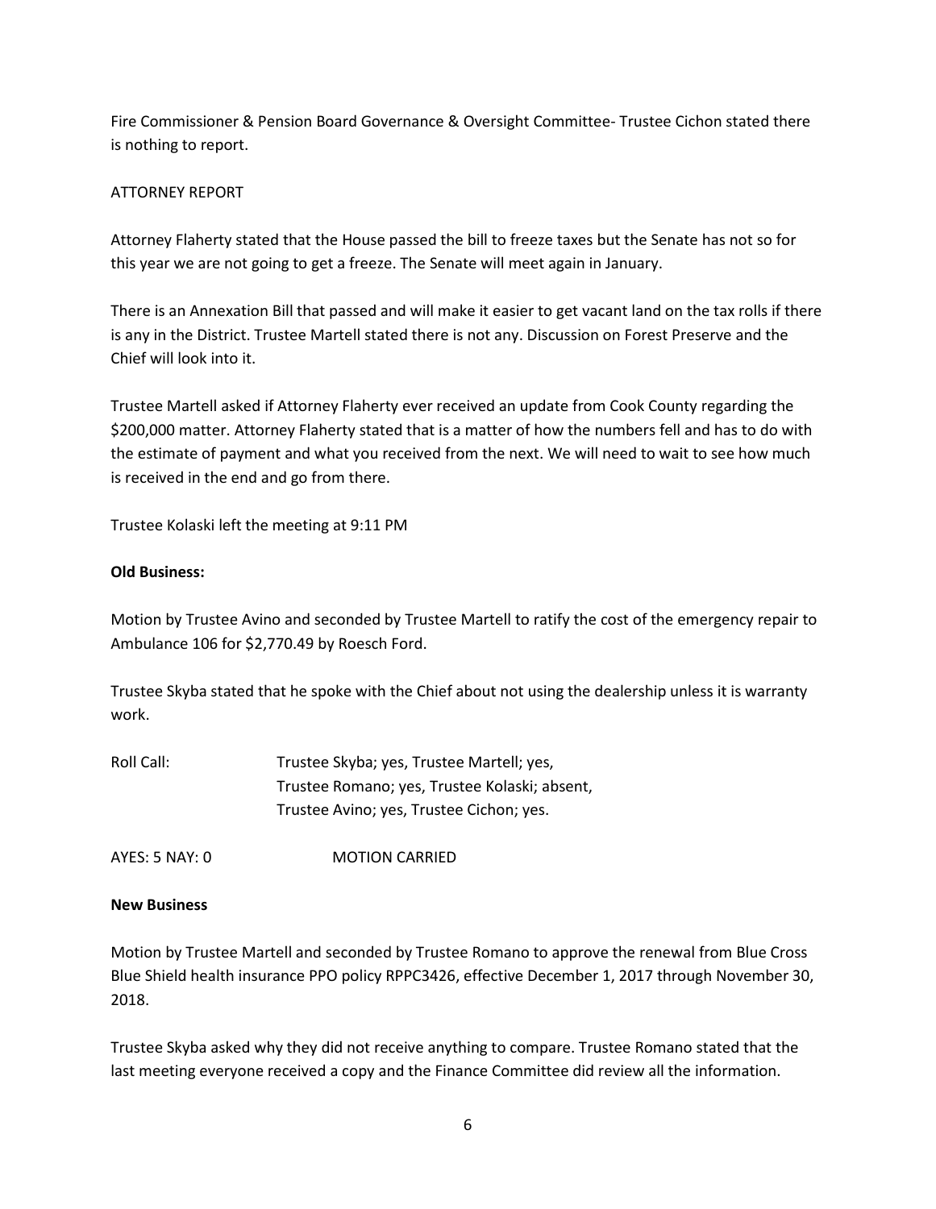Fire Commissioner & Pension Board Governance & Oversight Committee- Trustee Cichon stated there is nothing to report.

ATTORNEY REPORT

Attorney Flaherty stated that the House passed the bill to freeze taxes but the Senate has not so for this year we are not going to get a freeze. The Senate will meet again in January.

There is an Annexation Bill that passed and will make it easier to get vacant land on the tax rolls if there is any in the District. Trustee Martell stated there is not any. Discussion on Forest Preserve and the Chief will look into it.

Trustee Martell asked if Attorney Flaherty ever received an update from Cook County regarding the $200,000 matter. Attorney Flaherty stated that is a matter of how the numbers fell and has to do with the estimate of payment and what you received from the next. We will need to wait to see how much is received in the end and go from there.

Trustee Kolaski left the meeting at 9:11 PM

**Old Business:**

Motion by Trustee Avino and seconded by Trustee Martell to ratify the cost of the emergency repair to Ambulance 106 for $2,770.49 by Roesch Ford.

Trustee Skyba stated that he spoke with the Chief about not using the dealership unless it is warranty work.

Roll Call: Trustee Skyba; yes, Trustee Martell; yes,
Trustee Romano; yes, Trustee Kolaski; absent,
Trustee Avino; yes, Trustee Cichon; yes.

AYES: 5 NAY: 0 MOTION CARRIED

**New Business**

Motion by Trustee Martell and seconded by Trustee Romano to approve the renewal from Blue Cross Blue Shield health insurance PPO policy RPPC3426, effective December 1, 2017 through November 30, 2018.

Trustee Skyba asked why they did not receive anything to compare. Trustee Romano stated that the last meeting everyone received a copy and the Finance Committee did review all the information.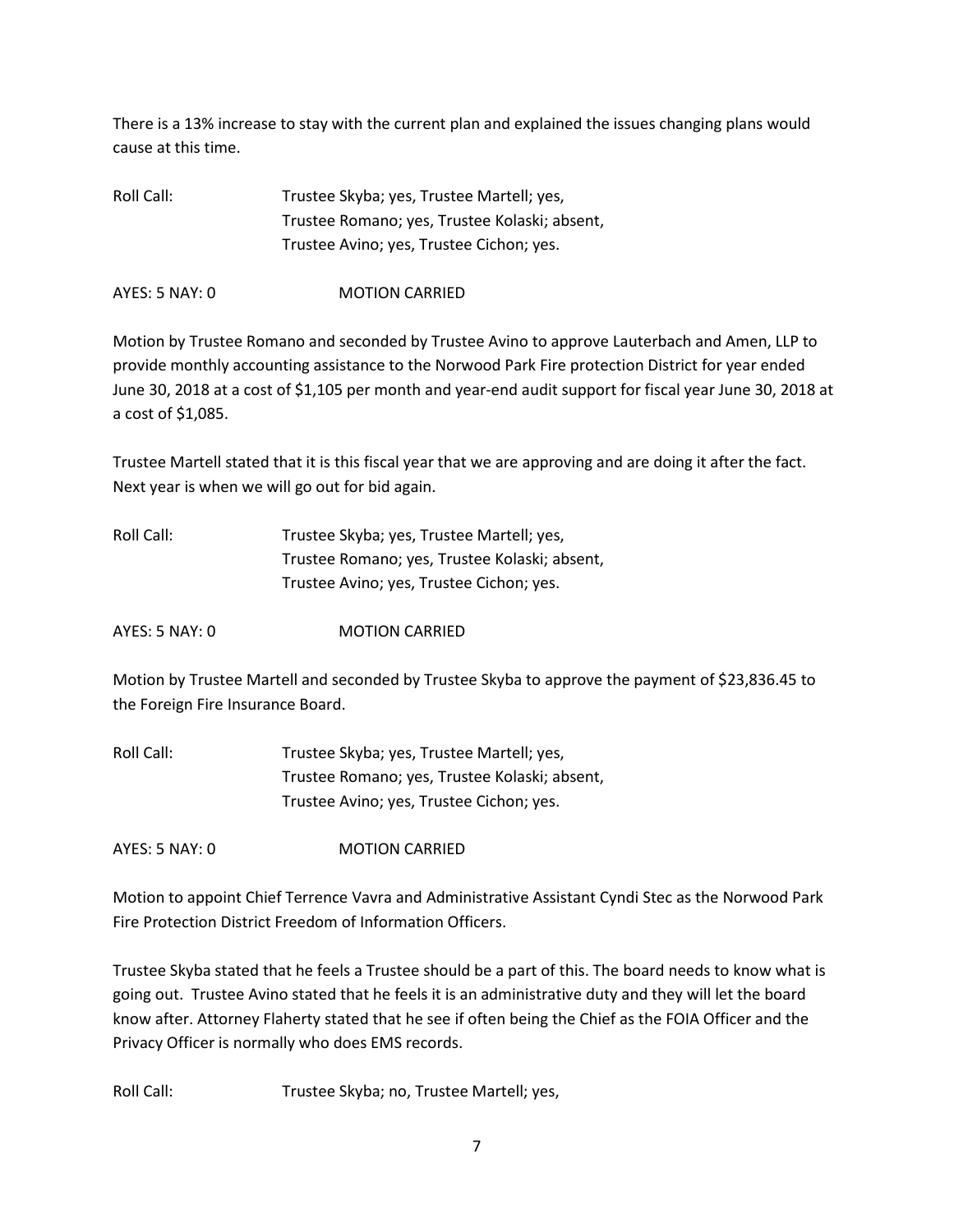There is a 13% increase to stay with the current plan and explained the issues changing plans would cause at this time.

Roll Call: Trustee Skyba; yes, Trustee Martell; yes,
Trustee Romano; yes, Trustee Kolaski; absent,
Trustee Avino; yes, Trustee Cichon; yes.

AYES: 5 NAY: 0 MOTION CARRIED

Motion by Trustee Romano and seconded by Trustee Avino to approve Lauterbach and Amen, LLP to provide monthly accounting assistance to the Norwood Park Fire protection District for year ended June 30, 2018 at a cost of $1,105 per month and year-end audit support for fiscal year June 30, 2018 at a cost of $1,085.

Trustee Martell stated that it is this fiscal year that we are approving and are doing it after the fact. Next year is when we will go out for bid again.

Roll Call: Trustee Skyba; yes, Trustee Martell; yes,
Trustee Romano; yes, Trustee Kolaski; absent,
Trustee Avino; yes, Trustee Cichon; yes.

AYES: 5 NAY: 0 MOTION CARRIED

Motion by Trustee Martell and seconded by Trustee Skyba to approve the payment of $23,836.45 to the Foreign Fire Insurance Board.

Roll Call: Trustee Skyba; yes, Trustee Martell; yes,
Trustee Romano; yes, Trustee Kolaski; absent,
Trustee Avino; yes, Trustee Cichon; yes.

AYES: 5 NAY: 0 MOTION CARRIED

Motion to appoint Chief Terrence Vavra and Administrative Assistant Cyndi Stec as the Norwood Park Fire Protection District Freedom of Information Officers.

Trustee Skyba stated that he feels a Trustee should be a part of this. The board needs to know what is going out. Trustee Avino stated that he feels it is an administrative duty and they will let the board know after. Attorney Flaherty stated that he see if often being the Chief as the FOIA Officer and the Privacy Officer is normally who does EMS records.

Roll Call: Trustee Skyba; no, Trustee Martell; yes,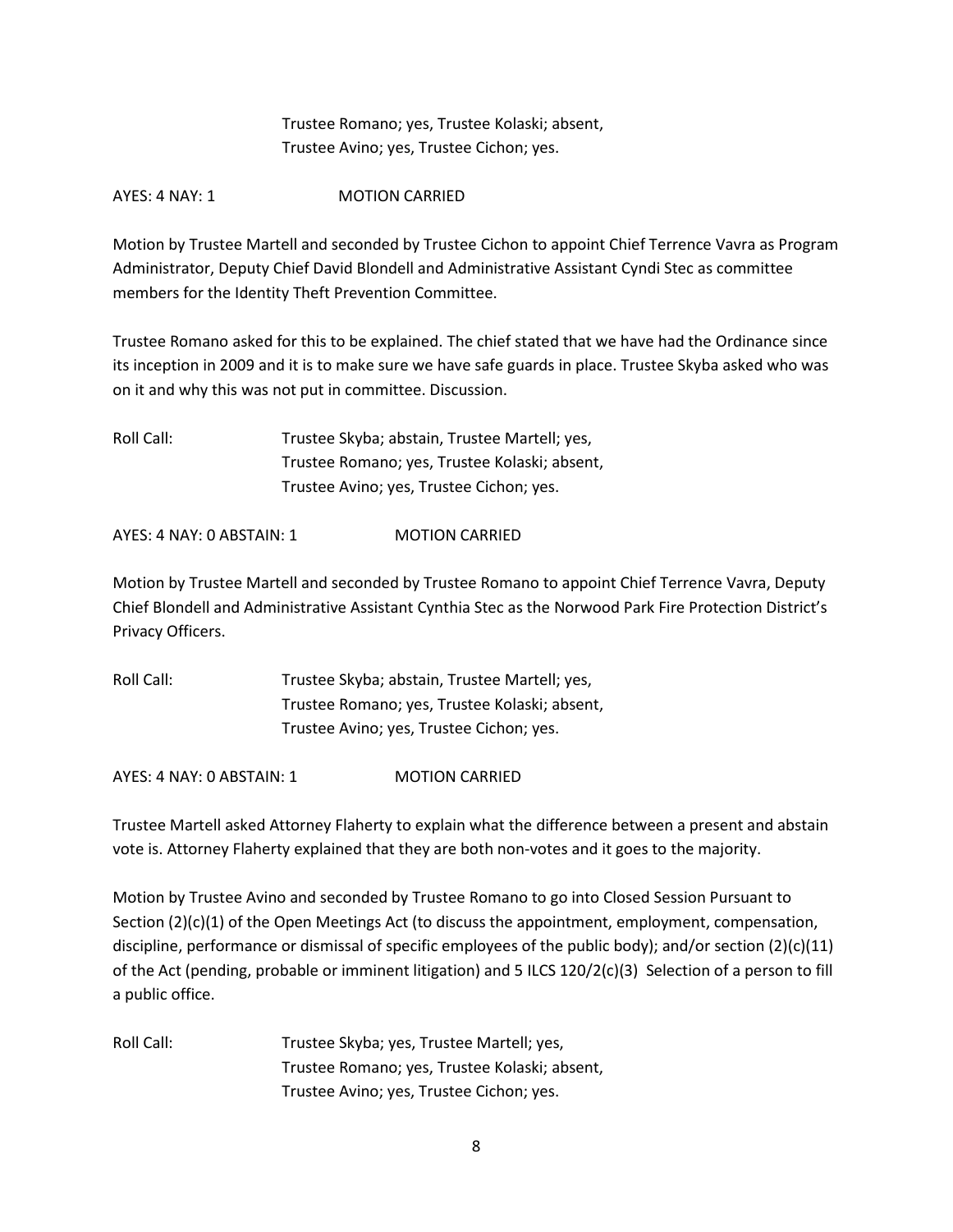Trustee Romano; yes, Trustee Kolaski; absent,
Trustee Avino; yes, Trustee Cichon; yes.

AYES: 4 NAY: 1 MOTION CARRIED

Motion by Trustee Martell and seconded by Trustee Cichon to appoint Chief Terrence Vavra as Program Administrator, Deputy Chief David Blondell and Administrative Assistant Cyndi Stec as committee members for the Identity Theft Prevention Committee.

Trustee Romano asked for this to be explained. The chief stated that we have had the Ordinance since its inception in 2009 and it is to make sure we have safe guards in place. Trustee Skyba asked who was on it and why this was not put in committee. Discussion.

Roll Call: Trustee Skyba; abstain, Trustee Martell; yes,
Trustee Romano; yes, Trustee Kolaski; absent,
Trustee Avino; yes, Trustee Cichon; yes.

AYES: 4 NAY: 0 ABSTAIN: 1 MOTION CARRIED

Motion by Trustee Martell and seconded by Trustee Romano to appoint Chief Terrence Vavra, Deputy Chief Blondell and Administrative Assistant Cynthia Stec as the Norwood Park Fire Protection District's Privacy Officers.

Roll Call: Trustee Skyba; abstain, Trustee Martell; yes,
Trustee Romano; yes, Trustee Kolaski; absent,
Trustee Avino; yes, Trustee Cichon; yes.

AYES: 4 NAY: 0 ABSTAIN: 1 MOTION CARRIED

Trustee Martell asked Attorney Flaherty to explain what the difference between a present and abstain vote is. Attorney Flaherty explained that they are both non-votes and it goes to the majority.

Motion by Trustee Avino and seconded by Trustee Romano to go into Closed Session Pursuant to Section (2)(c)(1) of the Open Meetings Act (to discuss the appointment, employment, compensation, discipline, performance or dismissal of specific employees of the public body); and/or section (2)(c)(11) of the Act (pending, probable or imminent litigation) and 5 ILCS 120/2(c)(3) Selection of a person to fill a public office.

Roll Call: Trustee Skyba; yes, Trustee Martell; yes,
Trustee Romano; yes, Trustee Kolaski; absent,
Trustee Avino; yes, Trustee Cichon; yes.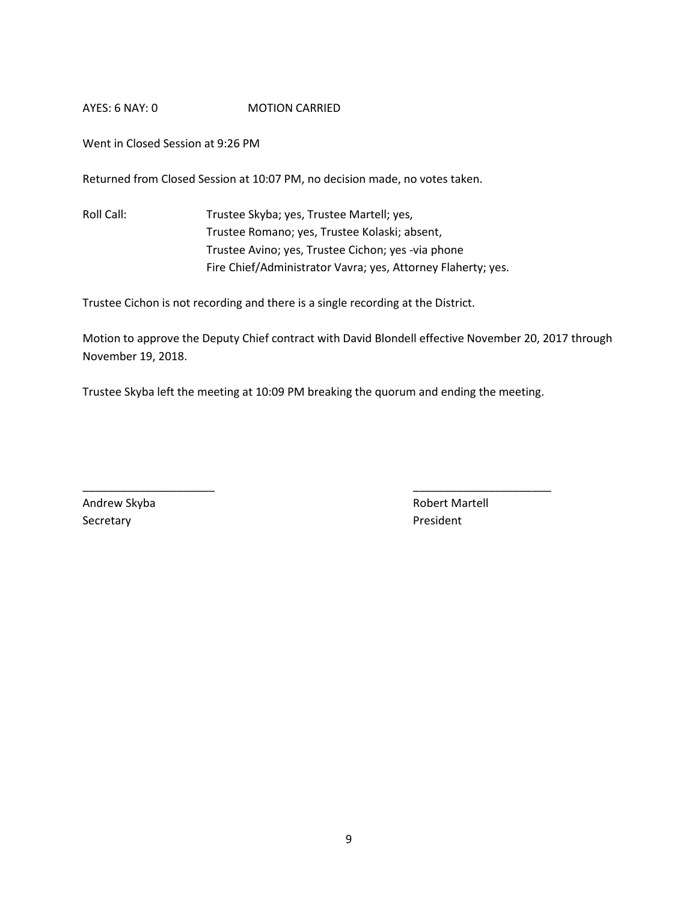AYES: 6 NAY: 0 MOTION CARRIED

Went in Closed Session at 9:26 PM

Returned from Closed Session at 10:07 PM, no decision made, no votes taken.

Roll Call: Trustee Skyba; yes, Trustee Martell; yes,
Trustee Romano; yes, Trustee Kolaski; absent,
Trustee Avino; yes, Trustee Cichon; yes -via phone
Fire Chief/Administrator Vavra; yes, Attorney Flaherty; yes.

Trustee Cichon is not recording and there is a single recording at the District.

Motion to approve the Deputy Chief contract with David Blondell effective November 20, 2017 through November 19, 2018.

Trustee Skyba left the meeting at 10:09 PM breaking the quorum and ending the meeting.

_____________________ _____________________

Andrew Skyba
Secretary

Robert Martell
President